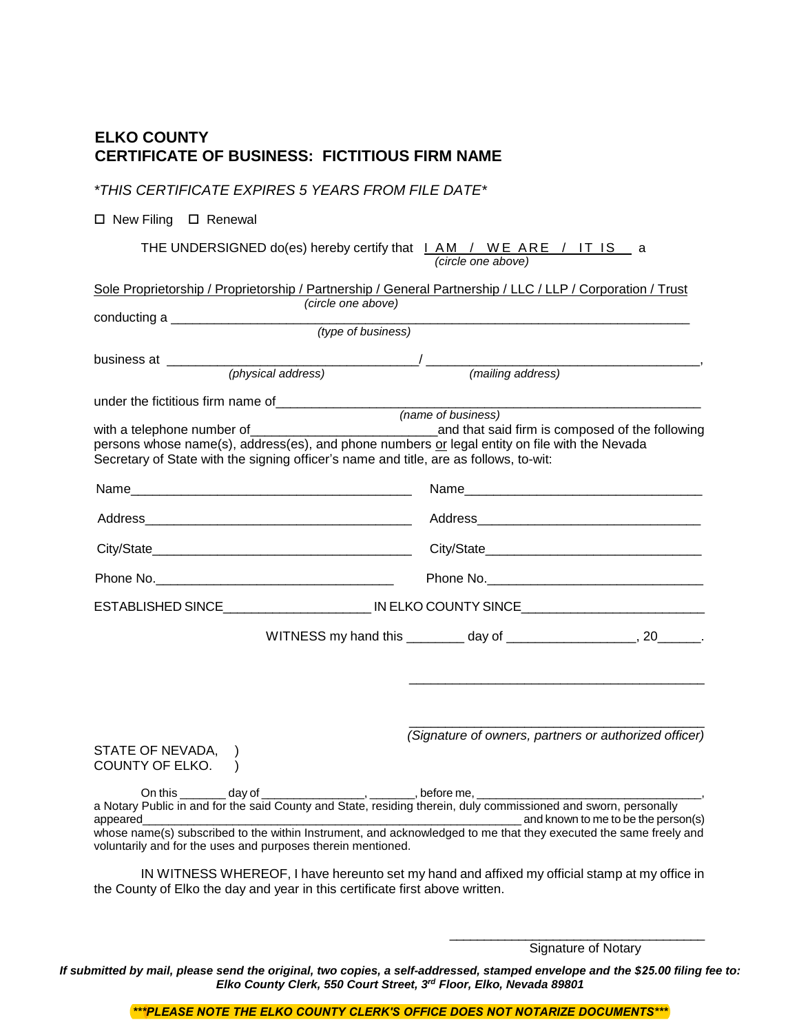# ELKO COUNTY
# CERTIFICATE OF BUSINESS: FICTITIOUS FIRM NAME

*\*THIS CERTIFICATE EXPIRES 5 YEARS FROM FILE DATE\**

☐ New Filing ☐ Renewal

THE UNDERSIGNED do(es) hereby certify that I AM / WE ARE / IT IS a
*(circle one above)*

Sole Proprietorship / Proprietorship / Partnership / General Partnership / LLC / LLP / Corporation / Trust
*(circle one above)*

conducting a ______________________________________________________________
*(type of business)*

business at ___________________________________/ _______________________________________,
*(physical address)* *(mailing address)*

under the fictitious firm name of____________________________________________________________
*(name of business)*

with a telephone number of__________________________and that said firm is composed of the following persons whose name(s), address(es), and phone numbers or legal entity on file with the Nevada Secretary of State with the signing officer's name and title, are as follows, to-wit:

Name________________________________________ Name__________________________________

Address______________________________________ Address________________________________

City/State_____________________________________ City/State_______________________________

Phone No.___________________________________ Phone No.________________________________

ESTABLISHED SINCE____________________ IN ELKO COUNTY SINCE_________________________

WITNESS my hand this ________ day of _________________, 20______.

__________________________________________

__________________________________________
*(Signature of owners, partners or authorized officer)*

STATE OF NEVADA, )
COUNTY OF ELKO. )

On this _______ day of ________________, _______, before me, ___________________________________, a Notary Public in and for the said County and State, residing therein, duly commissioned and sworn, personally appeared_______________________________________________________ and known to me to be the person(s) whose name(s) subscribed to the within Instrument, and acknowledged to me that they executed the same freely and voluntarily and for the uses and purposes therein mentioned.

IN WITNESS WHEREOF, I have hereunto set my hand and affixed my official stamp at my office in the County of Elko the day and year in this certificate first above written.

_______________________________________
Signature of Notary

***If submitted by mail, please send the original, two copies, a self-addressed, stamped envelope and the $25.00 filing fee to: Elko County Clerk, 550 Court Street, 3rd Floor, Elko, Nevada 89801***

***\*\*\*PLEASE NOTE THE ELKO COUNTY CLERK'S OFFICE DOES NOT NOTARIZE DOCUMENTS\*\*\****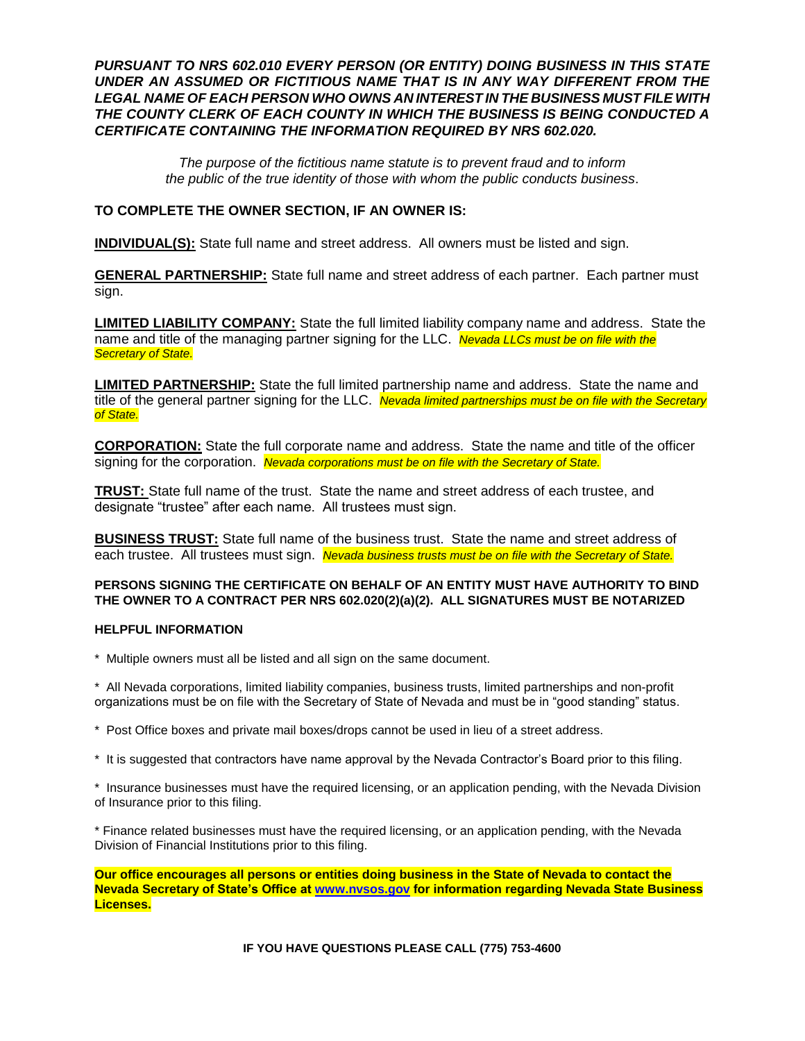***PURSUANT TO NRS 602.010 EVERY PERSON (OR ENTITY) DOING BUSINESS IN THIS STATE UNDER AN ASSUMED OR FICTITIOUS NAME THAT IS IN ANY WAY DIFFERENT FROM THE LEGAL NAME OF EACH PERSON WHO OWNS AN INTEREST IN THE BUSINESS MUST FILE WITH THE COUNTY CLERK OF EACH COUNTY IN WHICH THE BUSINESS IS BEING CONDUCTED A CERTIFICATE CONTAINING THE INFORMATION REQUIRED BY NRS 602.020.***

*The purpose of the fictitious name statute is to prevent fraud and to inform the public of the true identity of those with whom the public conducts business*.

**TO COMPLETE THE OWNER SECTION, IF AN OWNER IS:**

**INDIVIDUAL(S):** State full name and street address. All owners must be listed and sign.

**GENERAL PARTNERSHIP:** State full name and street address of each partner. Each partner must sign.

**LIMITED LIABILITY COMPANY:** State the full limited liability company name and address. State the name and title of the managing partner signing for the LLC. *Nevada LLCs must be on file with the Secretary of State.*

**LIMITED PARTNERSHIP:** State the full limited partnership name and address. State the name and title of the general partner signing for the LLC. *Nevada limited partnerships must be on file with the Secretary of State.*

**CORPORATION:** State the full corporate name and address. State the name and title of the officer signing for the corporation. *Nevada corporations must be on file with the Secretary of State.*

**TRUST:** State full name of the trust. State the name and street address of each trustee, and designate "trustee" after each name. All trustees must sign.

**BUSINESS TRUST:** State full name of the business trust. State the name and street address of each trustee. All trustees must sign. *Nevada business trusts must be on file with the Secretary of State.*

**PERSONS SIGNING THE CERTIFICATE ON BEHALF OF AN ENTITY MUST HAVE AUTHORITY TO BIND THE OWNER TO A CONTRACT PER NRS 602.020(2)(a)(2). ALL SIGNATURES MUST BE NOTARIZED**

**HELPFUL INFORMATION**

* Multiple owners must all be listed and all sign on the same document.

* All Nevada corporations, limited liability companies, business trusts, limited partnerships and non-profit organizations must be on file with the Secretary of State of Nevada and must be in "good standing" status.

* Post Office boxes and private mail boxes/drops cannot be used in lieu of a street address.

* It is suggested that contractors have name approval by the Nevada Contractor's Board prior to this filing.

* Insurance businesses must have the required licensing, or an application pending, with the Nevada Division of Insurance prior to this filing.

* Finance related businesses must have the required licensing, or an application pending, with the Nevada Division of Financial Institutions prior to this filing.

**Our office encourages all persons or entities doing business in the State of Nevada to contact the Nevada Secretary of State's Office at www.nvsos.gov for information regarding Nevada State Business Licenses.**

**IF YOU HAVE QUESTIONS PLEASE CALL (775) 753-4600**